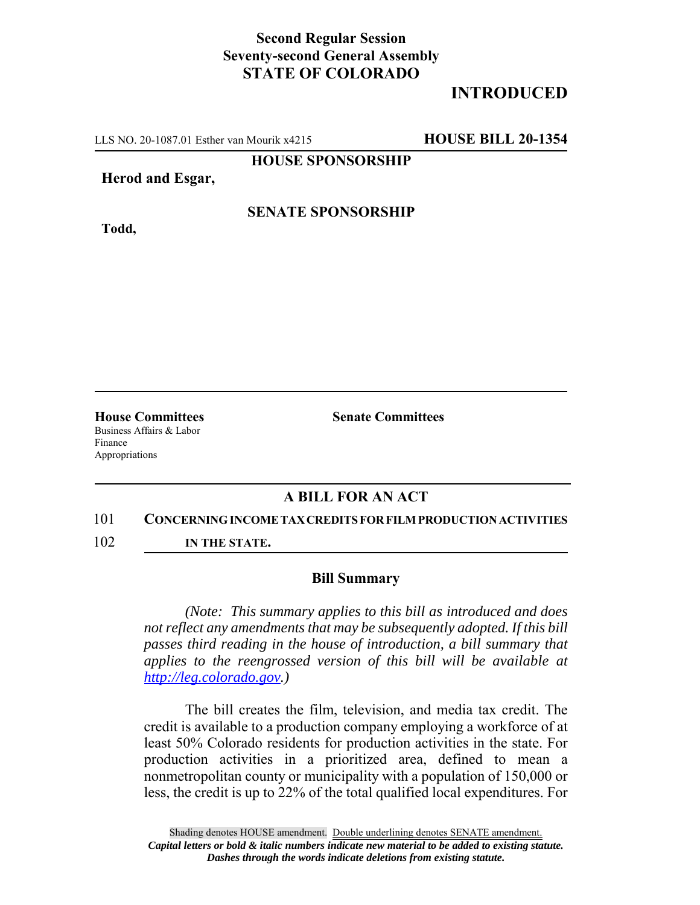**Second Regular Session**
**Seventy-second General Assembly**
**STATE OF COLORADO**

**INTRODUCED**

LLS NO. 20-1087.01 Esther van Mourik x4215 **HOUSE BILL 20-1354**

**HOUSE SPONSORSHIP**

**Herod and Esgar,**

**SENATE SPONSORSHIP**

**Todd,**

**House Committees**
Business Affairs & Labor
Finance
Appropriations

**Senate Committees**

## A BILL FOR AN ACT

101 **CONCERNING INCOME TAX CREDITS FOR FILM PRODUCTION ACTIVITIES**
102 **IN THE STATE.**

### Bill Summary

*(Note: This summary applies to this bill as introduced and does not reflect any amendments that may be subsequently adopted. If this bill passes third reading in the house of introduction, a bill summary that applies to the reengrossed version of this bill will be available at http://leg.colorado.gov.)*

The bill creates the film, television, and media tax credit. The credit is available to a production company employing a workforce of at least 50% Colorado residents for production activities in the state. For production activities in a prioritized area, defined to mean a nonmetropolitan county or municipality with a population of 150,000 or less, the credit is up to 22% of the total qualified local expenditures. For

Shading denotes HOUSE amendment. Double underlining denotes SENATE amendment.
***Capital letters or bold & italic numbers indicate new material to be added to existing statute.***
***Dashes through the words indicate deletions from existing statute.***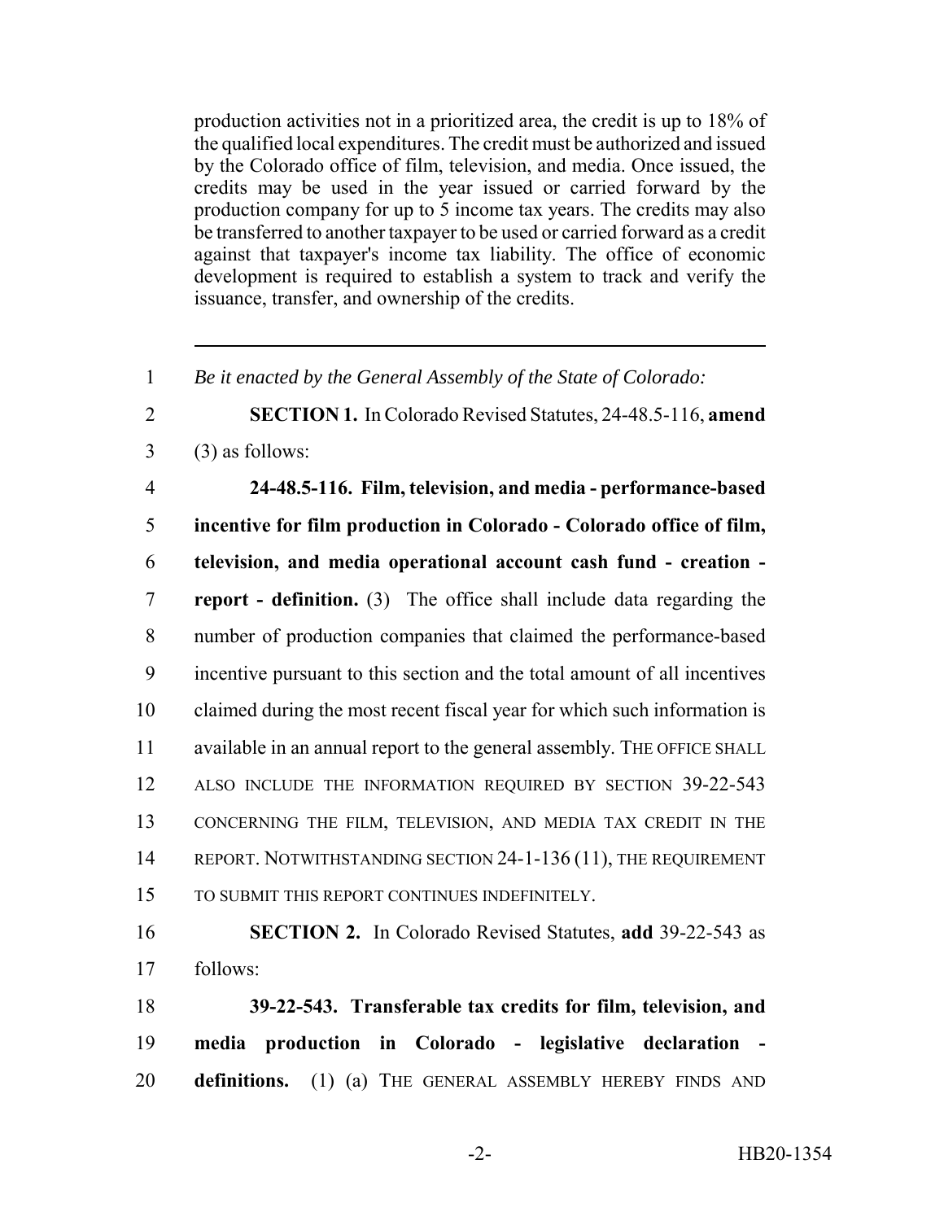production activities not in a prioritized area, the credit is up to 18% of the qualified local expenditures. The credit must be authorized and issued by the Colorado office of film, television, and media. Once issued, the credits may be used in the year issued or carried forward by the production company for up to 5 income tax years. The credits may also be transferred to another taxpayer to be used or carried forward as a credit against that taxpayer's income tax liability. The office of economic development is required to establish a system to track and verify the issuance, transfer, and ownership of the credits.

---

1 *Be it enacted by the General Assembly of the State of Colorado:*

2 **SECTION 1.** In Colorado Revised Statutes, 24-48.5-116, **amend**
3 (3) as follows:

4 **24-48.5-116. Film, television, and media - performance-based**
5 **incentive for film production in Colorado - Colorado office of film,**
6 **television, and media operational account cash fund - creation -**
7 **report - definition.** (3) The office shall include data regarding the
8 number of production companies that claimed the performance-based
9 incentive pursuant to this section and the total amount of all incentives
10 claimed during the most recent fiscal year for which such information is
11 available in an annual report to the general assembly. THE OFFICE SHALL
12 ALSO INCLUDE THE INFORMATION REQUIRED BY SECTION 39-22-543
13 CONCERNING THE FILM, TELEVISION, AND MEDIA TAX CREDIT IN THE
14 REPORT. NOTWITHSTANDING SECTION 24-1-136 (11), THE REQUIREMENT
15 TO SUBMIT THIS REPORT CONTINUES INDEFINITELY.

16 **SECTION 2.** In Colorado Revised Statutes, **add** 39-22-543 as
17 follows:

18 **39-22-543. Transferable tax credits for film, television, and**
19 **media production in Colorado - legislative declaration -**
20 **definitions.** (1) (a) THE GENERAL ASSEMBLY HEREBY FINDS AND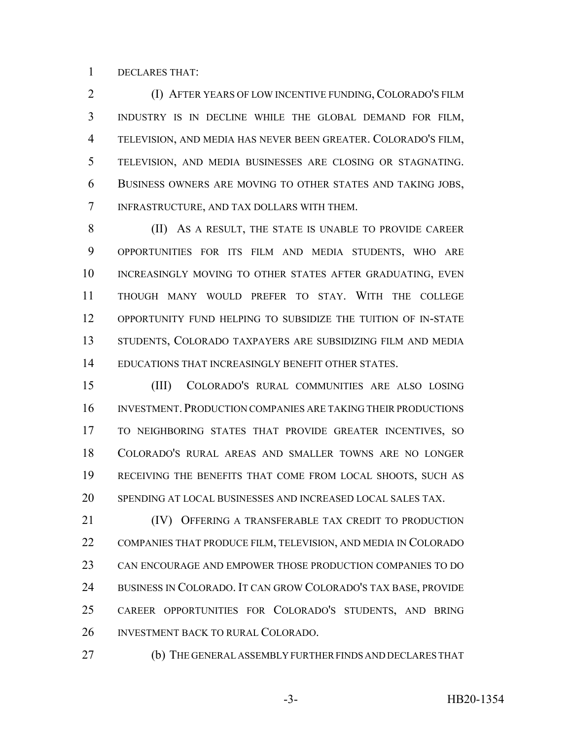DECLARES THAT:

(I) AFTER YEARS OF LOW INCENTIVE FUNDING, COLORADO'S FILM INDUSTRY IS IN DECLINE WHILE THE GLOBAL DEMAND FOR FILM, TELEVISION, AND MEDIA HAS NEVER BEEN GREATER. COLORADO'S FILM, TELEVISION, AND MEDIA BUSINESSES ARE CLOSING OR STAGNATING. BUSINESS OWNERS ARE MOVING TO OTHER STATES AND TAKING JOBS, INFRASTRUCTURE, AND TAX DOLLARS WITH THEM.

(II) AS A RESULT, THE STATE IS UNABLE TO PROVIDE CAREER OPPORTUNITIES FOR ITS FILM AND MEDIA STUDENTS, WHO ARE INCREASINGLY MOVING TO OTHER STATES AFTER GRADUATING, EVEN THOUGH MANY WOULD PREFER TO STAY. WITH THE COLLEGE OPPORTUNITY FUND HELPING TO SUBSIDIZE THE TUITION OF IN-STATE STUDENTS, COLORADO TAXPAYERS ARE SUBSIDIZING FILM AND MEDIA EDUCATIONS THAT INCREASINGLY BENEFIT OTHER STATES.

(III) COLORADO'S RURAL COMMUNITIES ARE ALSO LOSING INVESTMENT. PRODUCTION COMPANIES ARE TAKING THEIR PRODUCTIONS TO NEIGHBORING STATES THAT PROVIDE GREATER INCENTIVES, SO COLORADO'S RURAL AREAS AND SMALLER TOWNS ARE NO LONGER RECEIVING THE BENEFITS THAT COME FROM LOCAL SHOOTS, SUCH AS SPENDING AT LOCAL BUSINESSES AND INCREASED LOCAL SALES TAX.

(IV) OFFERING A TRANSFERABLE TAX CREDIT TO PRODUCTION COMPANIES THAT PRODUCE FILM, TELEVISION, AND MEDIA IN COLORADO CAN ENCOURAGE AND EMPOWER THOSE PRODUCTION COMPANIES TO DO BUSINESS IN COLORADO. IT CAN GROW COLORADO'S TAX BASE, PROVIDE CAREER OPPORTUNITIES FOR COLORADO'S STUDENTS, AND BRING INVESTMENT BACK TO RURAL COLORADO.

(b) THE GENERAL ASSEMBLY FURTHER FINDS AND DECLARES THAT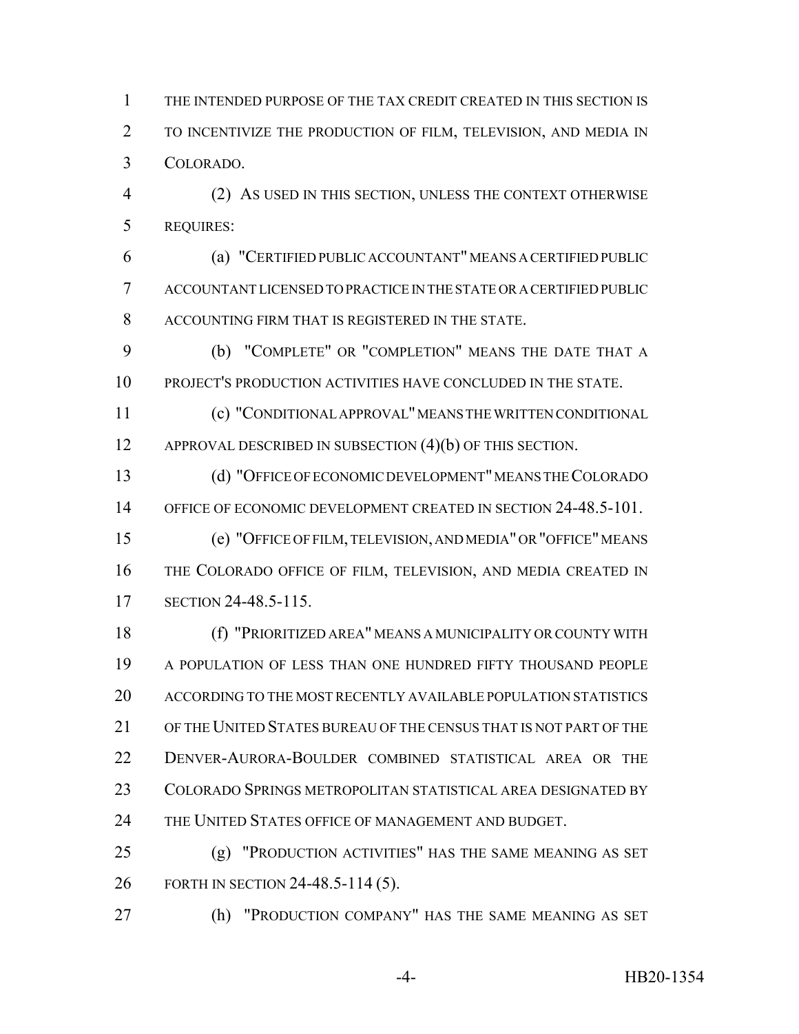THE INTENDED PURPOSE OF THE TAX CREDIT CREATED IN THIS SECTION IS TO INCENTIVIZE THE PRODUCTION OF FILM, TELEVISION, AND MEDIA IN COLORADO.

(2) AS USED IN THIS SECTION, UNLESS THE CONTEXT OTHERWISE REQUIRES:

(a) "CERTIFIED PUBLIC ACCOUNTANT" MEANS A CERTIFIED PUBLIC ACCOUNTANT LICENSED TO PRACTICE IN THE STATE OR A CERTIFIED PUBLIC ACCOUNTING FIRM THAT IS REGISTERED IN THE STATE.

(b) "COMPLETE" OR "COMPLETION" MEANS THE DATE THAT A PROJECT'S PRODUCTION ACTIVITIES HAVE CONCLUDED IN THE STATE.

(c) "CONDITIONAL APPROVAL" MEANS THE WRITTEN CONDITIONAL APPROVAL DESCRIBED IN SUBSECTION (4)(b) OF THIS SECTION.

(d) "OFFICE OF ECONOMIC DEVELOPMENT" MEANS THE COLORADO OFFICE OF ECONOMIC DEVELOPMENT CREATED IN SECTION 24-48.5-101.

(e) "OFFICE OF FILM, TELEVISION, AND MEDIA" OR "OFFICE" MEANS THE COLORADO OFFICE OF FILM, TELEVISION, AND MEDIA CREATED IN SECTION 24-48.5-115.

(f) "PRIORITIZED AREA" MEANS A MUNICIPALITY OR COUNTY WITH A POPULATION OF LESS THAN ONE HUNDRED FIFTY THOUSAND PEOPLE ACCORDING TO THE MOST RECENTLY AVAILABLE POPULATION STATISTICS OF THE UNITED STATES BUREAU OF THE CENSUS THAT IS NOT PART OF THE DENVER-AURORA-BOULDER COMBINED STATISTICAL AREA OR THE COLORADO SPRINGS METROPOLITAN STATISTICAL AREA DESIGNATED BY THE UNITED STATES OFFICE OF MANAGEMENT AND BUDGET.

(g) "PRODUCTION ACTIVITIES" HAS THE SAME MEANING AS SET FORTH IN SECTION 24-48.5-114 (5).

(h) "PRODUCTION COMPANY" HAS THE SAME MEANING AS SET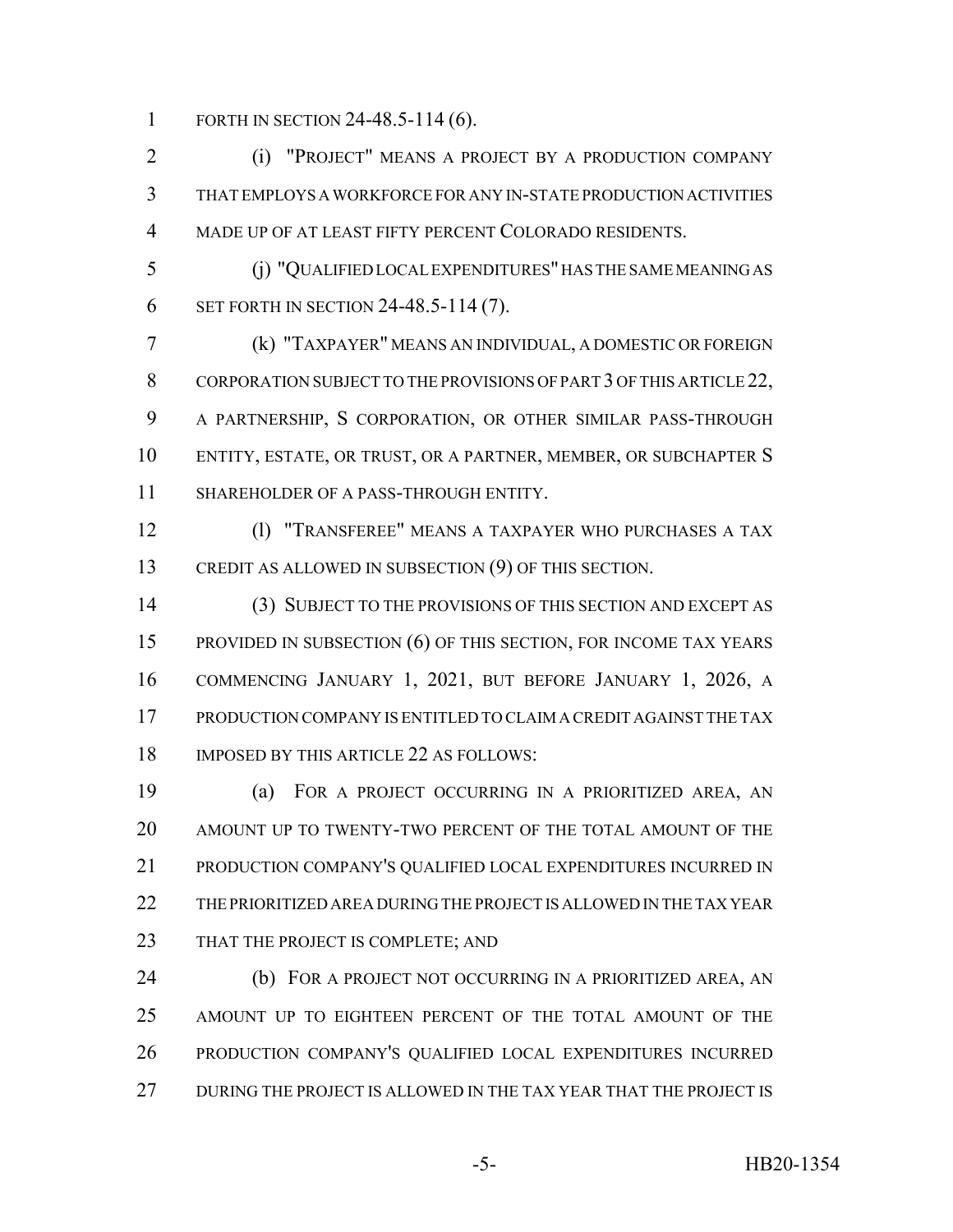FORTH IN SECTION 24-48.5-114 (6).

(i) "PROJECT" MEANS A PROJECT BY A PRODUCTION COMPANY THAT EMPLOYS A WORKFORCE FOR ANY IN-STATE PRODUCTION ACTIVITIES MADE UP OF AT LEAST FIFTY PERCENT COLORADO RESIDENTS.

(j) "QUALIFIED LOCAL EXPENDITURES" HAS THE SAME MEANING AS SET FORTH IN SECTION 24-48.5-114 (7).

(k) "TAXPAYER" MEANS AN INDIVIDUAL, A DOMESTIC OR FOREIGN CORPORATION SUBJECT TO THE PROVISIONS OF PART 3 OF THIS ARTICLE 22, A PARTNERSHIP, S CORPORATION, OR OTHER SIMILAR PASS-THROUGH ENTITY, ESTATE, OR TRUST, OR A PARTNER, MEMBER, OR SUBCHAPTER S SHAREHOLDER OF A PASS-THROUGH ENTITY.

(l) "TRANSFEREE" MEANS A TAXPAYER WHO PURCHASES A TAX CREDIT AS ALLOWED IN SUBSECTION (9) OF THIS SECTION.

(3) SUBJECT TO THE PROVISIONS OF THIS SECTION AND EXCEPT AS PROVIDED IN SUBSECTION (6) OF THIS SECTION, FOR INCOME TAX YEARS COMMENCING JANUARY 1, 2021, BUT BEFORE JANUARY 1, 2026, A PRODUCTION COMPANY IS ENTITLED TO CLAIM A CREDIT AGAINST THE TAX IMPOSED BY THIS ARTICLE 22 AS FOLLOWS:

(a) FOR A PROJECT OCCURRING IN A PRIORITIZED AREA, AN AMOUNT UP TO TWENTY-TWO PERCENT OF THE TOTAL AMOUNT OF THE PRODUCTION COMPANY'S QUALIFIED LOCAL EXPENDITURES INCURRED IN THE PRIORITIZED AREA DURING THE PROJECT IS ALLOWED IN THE TAX YEAR THAT THE PROJECT IS COMPLETE; AND

(b) FOR A PROJECT NOT OCCURRING IN A PRIORITIZED AREA, AN AMOUNT UP TO EIGHTEEN PERCENT OF THE TOTAL AMOUNT OF THE PRODUCTION COMPANY'S QUALIFIED LOCAL EXPENDITURES INCURRED DURING THE PROJECT IS ALLOWED IN THE TAX YEAR THAT THE PROJECT IS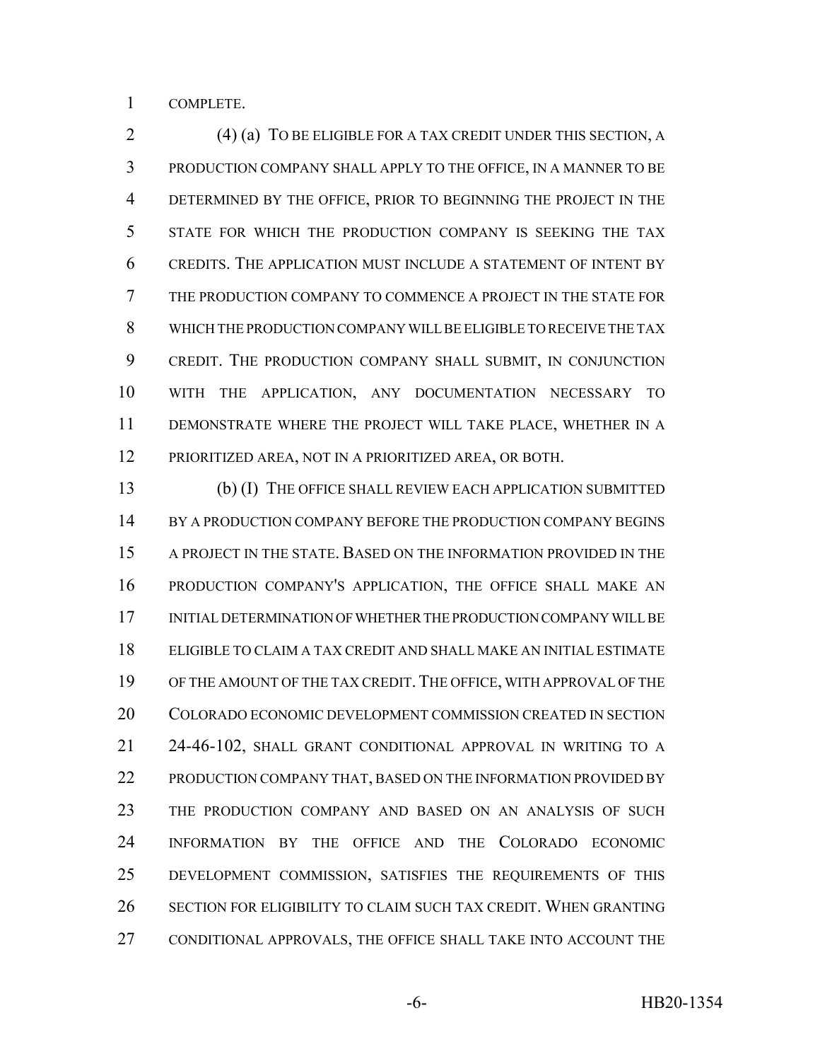COMPLETE.

(4) (a) TO BE ELIGIBLE FOR A TAX CREDIT UNDER THIS SECTION, A PRODUCTION COMPANY SHALL APPLY TO THE OFFICE, IN A MANNER TO BE DETERMINED BY THE OFFICE, PRIOR TO BEGINNING THE PROJECT IN THE STATE FOR WHICH THE PRODUCTION COMPANY IS SEEKING THE TAX CREDITS. THE APPLICATION MUST INCLUDE A STATEMENT OF INTENT BY THE PRODUCTION COMPANY TO COMMENCE A PROJECT IN THE STATE FOR WHICH THE PRODUCTION COMPANY WILL BE ELIGIBLE TO RECEIVE THE TAX CREDIT. THE PRODUCTION COMPANY SHALL SUBMIT, IN CONJUNCTION WITH THE APPLICATION, ANY DOCUMENTATION NECESSARY TO DEMONSTRATE WHERE THE PROJECT WILL TAKE PLACE, WHETHER IN A PRIORITIZED AREA, NOT IN A PRIORITIZED AREA, OR BOTH.

(b) (I) THE OFFICE SHALL REVIEW EACH APPLICATION SUBMITTED BY A PRODUCTION COMPANY BEFORE THE PRODUCTION COMPANY BEGINS A PROJECT IN THE STATE. BASED ON THE INFORMATION PROVIDED IN THE PRODUCTION COMPANY'S APPLICATION, THE OFFICE SHALL MAKE AN INITIAL DETERMINATION OF WHETHER THE PRODUCTION COMPANY WILL BE ELIGIBLE TO CLAIM A TAX CREDIT AND SHALL MAKE AN INITIAL ESTIMATE OF THE AMOUNT OF THE TAX CREDIT. THE OFFICE, WITH APPROVAL OF THE COLORADO ECONOMIC DEVELOPMENT COMMISSION CREATED IN SECTION 24-46-102, SHALL GRANT CONDITIONAL APPROVAL IN WRITING TO A PRODUCTION COMPANY THAT, BASED ON THE INFORMATION PROVIDED BY THE PRODUCTION COMPANY AND BASED ON AN ANALYSIS OF SUCH INFORMATION BY THE OFFICE AND THE COLORADO ECONOMIC DEVELOPMENT COMMISSION, SATISFIES THE REQUIREMENTS OF THIS SECTION FOR ELIGIBILITY TO CLAIM SUCH TAX CREDIT. WHEN GRANTING CONDITIONAL APPROVALS, THE OFFICE SHALL TAKE INTO ACCOUNT THE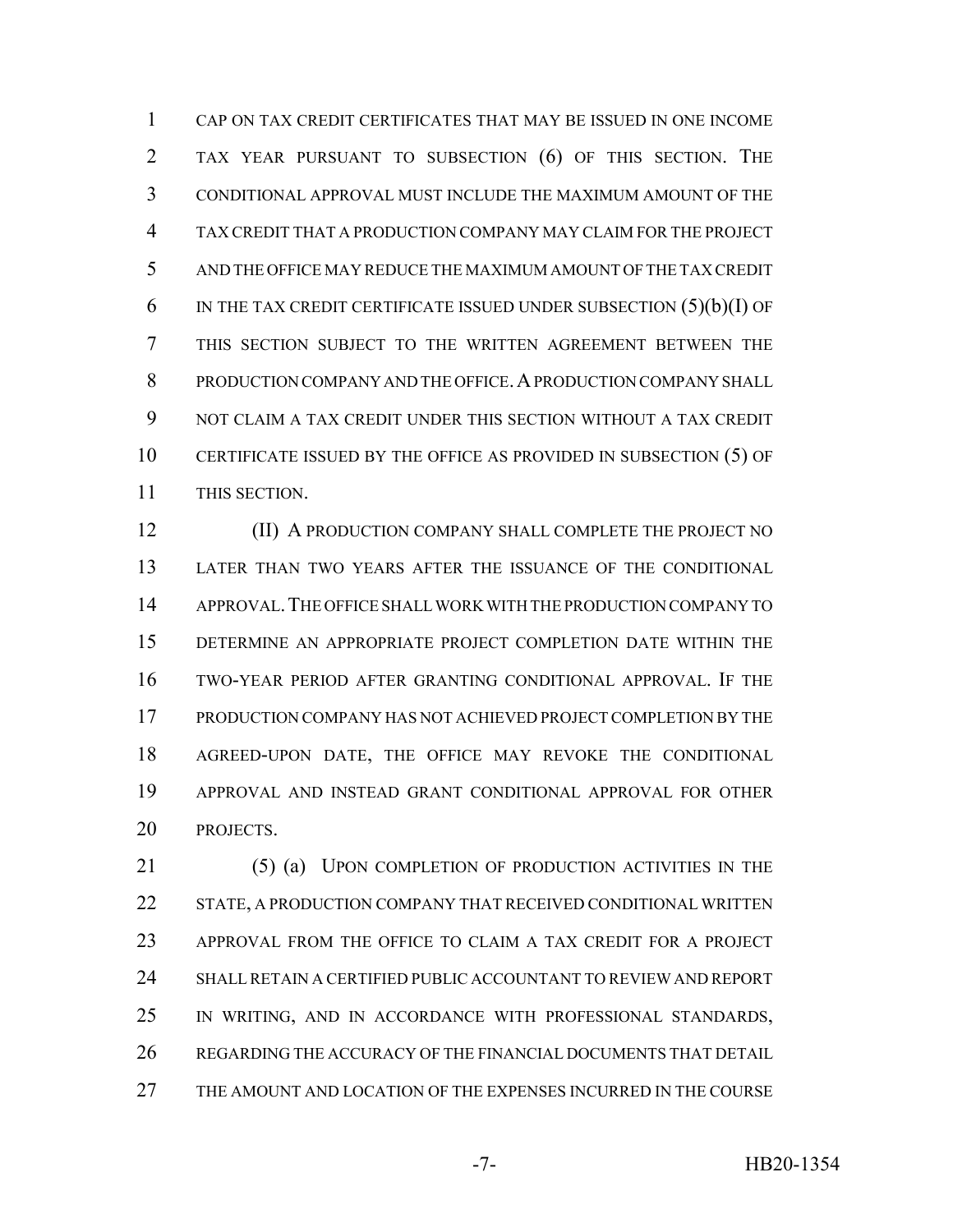CAP ON TAX CREDIT CERTIFICATES THAT MAY BE ISSUED IN ONE INCOME TAX YEAR PURSUANT TO SUBSECTION (6) OF THIS SECTION. THE CONDITIONAL APPROVAL MUST INCLUDE THE MAXIMUM AMOUNT OF THE TAX CREDIT THAT A PRODUCTION COMPANY MAY CLAIM FOR THE PROJECT AND THE OFFICE MAY REDUCE THE MAXIMUM AMOUNT OF THE TAX CREDIT IN THE TAX CREDIT CERTIFICATE ISSUED UNDER SUBSECTION (5)(b)(I) OF THIS SECTION SUBJECT TO THE WRITTEN AGREEMENT BETWEEN THE PRODUCTION COMPANY AND THE OFFICE. A PRODUCTION COMPANY SHALL NOT CLAIM A TAX CREDIT UNDER THIS SECTION WITHOUT A TAX CREDIT CERTIFICATE ISSUED BY THE OFFICE AS PROVIDED IN SUBSECTION (5) OF THIS SECTION.

(II) A PRODUCTION COMPANY SHALL COMPLETE THE PROJECT NO LATER THAN TWO YEARS AFTER THE ISSUANCE OF THE CONDITIONAL APPROVAL. THE OFFICE SHALL WORK WITH THE PRODUCTION COMPANY TO DETERMINE AN APPROPRIATE PROJECT COMPLETION DATE WITHIN THE TWO-YEAR PERIOD AFTER GRANTING CONDITIONAL APPROVAL. IF THE PRODUCTION COMPANY HAS NOT ACHIEVED PROJECT COMPLETION BY THE AGREED-UPON DATE, THE OFFICE MAY REVOKE THE CONDITIONAL APPROVAL AND INSTEAD GRANT CONDITIONAL APPROVAL FOR OTHER PROJECTS.

(5) (a) UPON COMPLETION OF PRODUCTION ACTIVITIES IN THE STATE, A PRODUCTION COMPANY THAT RECEIVED CONDITIONAL WRITTEN APPROVAL FROM THE OFFICE TO CLAIM A TAX CREDIT FOR A PROJECT SHALL RETAIN A CERTIFIED PUBLIC ACCOUNTANT TO REVIEW AND REPORT IN WRITING, AND IN ACCORDANCE WITH PROFESSIONAL STANDARDS, REGARDING THE ACCURACY OF THE FINANCIAL DOCUMENTS THAT DETAIL THE AMOUNT AND LOCATION OF THE EXPENSES INCURRED IN THE COURSE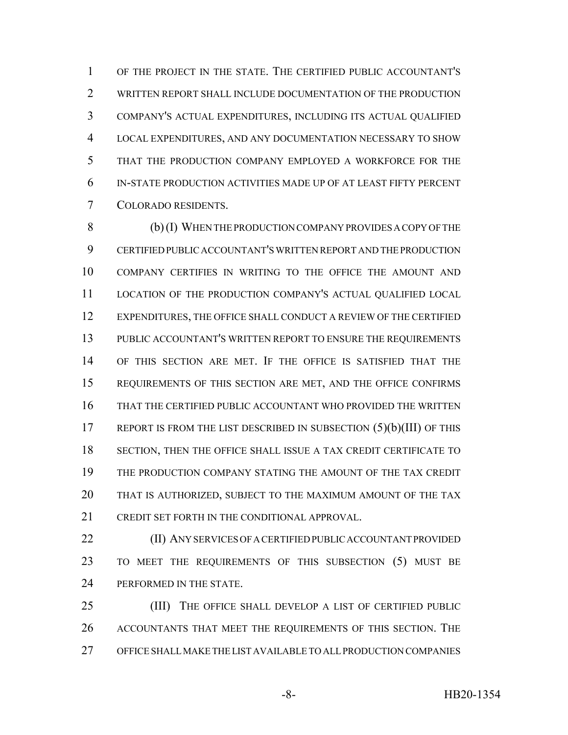OF THE PROJECT IN THE STATE. THE CERTIFIED PUBLIC ACCOUNTANT'S WRITTEN REPORT SHALL INCLUDE DOCUMENTATION OF THE PRODUCTION COMPANY'S ACTUAL EXPENDITURES, INCLUDING ITS ACTUAL QUALIFIED LOCAL EXPENDITURES, AND ANY DOCUMENTATION NECESSARY TO SHOW THAT THE PRODUCTION COMPANY EMPLOYED A WORKFORCE FOR THE IN-STATE PRODUCTION ACTIVITIES MADE UP OF AT LEAST FIFTY PERCENT COLORADO RESIDENTS.

(b) (I) WHEN THE PRODUCTION COMPANY PROVIDES A COPY OF THE CERTIFIED PUBLIC ACCOUNTANT'S WRITTEN REPORT AND THE PRODUCTION COMPANY CERTIFIES IN WRITING TO THE OFFICE THE AMOUNT AND LOCATION OF THE PRODUCTION COMPANY'S ACTUAL QUALIFIED LOCAL EXPENDITURES, THE OFFICE SHALL CONDUCT A REVIEW OF THE CERTIFIED PUBLIC ACCOUNTANT'S WRITTEN REPORT TO ENSURE THE REQUIREMENTS OF THIS SECTION ARE MET. IF THE OFFICE IS SATISFIED THAT THE REQUIREMENTS OF THIS SECTION ARE MET, AND THE OFFICE CONFIRMS THAT THE CERTIFIED PUBLIC ACCOUNTANT WHO PROVIDED THE WRITTEN REPORT IS FROM THE LIST DESCRIBED IN SUBSECTION (5)(b)(III) OF THIS SECTION, THEN THE OFFICE SHALL ISSUE A TAX CREDIT CERTIFICATE TO THE PRODUCTION COMPANY STATING THE AMOUNT OF THE TAX CREDIT THAT IS AUTHORIZED, SUBJECT TO THE MAXIMUM AMOUNT OF THE TAX CREDIT SET FORTH IN THE CONDITIONAL APPROVAL.

(II) ANY SERVICES OF A CERTIFIED PUBLIC ACCOUNTANT PROVIDED TO MEET THE REQUIREMENTS OF THIS SUBSECTION (5) MUST BE PERFORMED IN THE STATE.

(III) THE OFFICE SHALL DEVELOP A LIST OF CERTIFIED PUBLIC ACCOUNTANTS THAT MEET THE REQUIREMENTS OF THIS SECTION. THE OFFICE SHALL MAKE THE LIST AVAILABLE TO ALL PRODUCTION COMPANIES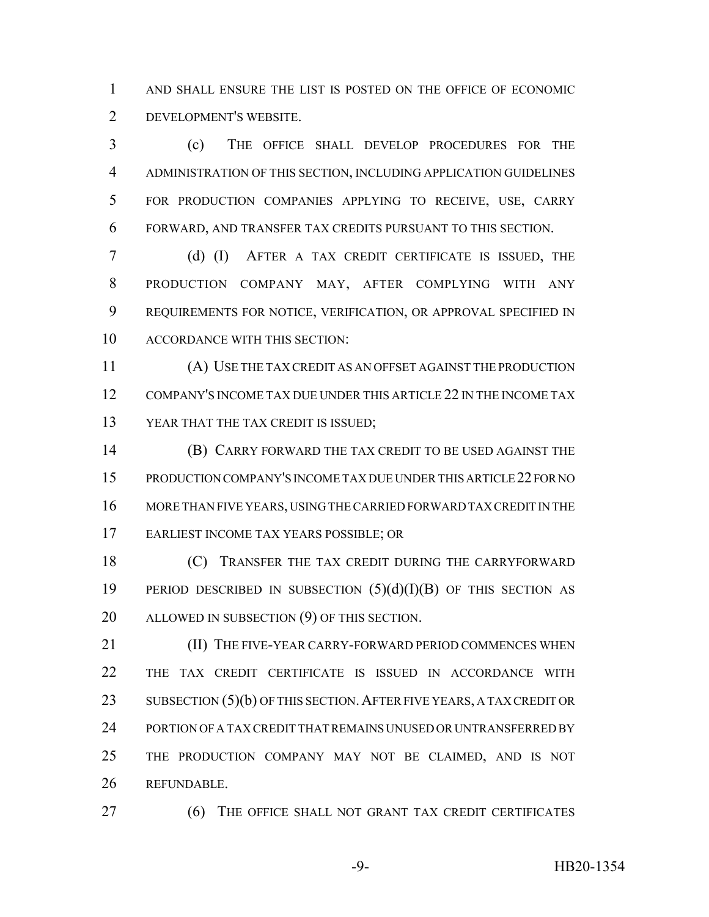AND SHALL ENSURE THE LIST IS POSTED ON THE OFFICE OF ECONOMIC DEVELOPMENT'S WEBSITE.

(c) THE OFFICE SHALL DEVELOP PROCEDURES FOR THE ADMINISTRATION OF THIS SECTION, INCLUDING APPLICATION GUIDELINES FOR PRODUCTION COMPANIES APPLYING TO RECEIVE, USE, CARRY FORWARD, AND TRANSFER TAX CREDITS PURSUANT TO THIS SECTION.

(d) (I) AFTER A TAX CREDIT CERTIFICATE IS ISSUED, THE PRODUCTION COMPANY MAY, AFTER COMPLYING WITH ANY REQUIREMENTS FOR NOTICE, VERIFICATION, OR APPROVAL SPECIFIED IN ACCORDANCE WITH THIS SECTION:

(A) USE THE TAX CREDIT AS AN OFFSET AGAINST THE PRODUCTION COMPANY'S INCOME TAX DUE UNDER THIS ARTICLE 22 IN THE INCOME TAX YEAR THAT THE TAX CREDIT IS ISSUED;

(B) CARRY FORWARD THE TAX CREDIT TO BE USED AGAINST THE PRODUCTION COMPANY'S INCOME TAX DUE UNDER THIS ARTICLE 22 FOR NO MORE THAN FIVE YEARS, USING THE CARRIED FORWARD TAX CREDIT IN THE EARLIEST INCOME TAX YEARS POSSIBLE; OR

(C) TRANSFER THE TAX CREDIT DURING THE CARRYFORWARD PERIOD DESCRIBED IN SUBSECTION (5)(d)(I)(B) OF THIS SECTION AS ALLOWED IN SUBSECTION (9) OF THIS SECTION.

(II) THE FIVE-YEAR CARRY-FORWARD PERIOD COMMENCES WHEN THE TAX CREDIT CERTIFICATE IS ISSUED IN ACCORDANCE WITH SUBSECTION (5)(b) OF THIS SECTION. AFTER FIVE YEARS, A TAX CREDIT OR PORTION OF A TAX CREDIT THAT REMAINS UNUSED OR UNTRANSFERRED BY THE PRODUCTION COMPANY MAY NOT BE CLAIMED, AND IS NOT REFUNDABLE.

(6) THE OFFICE SHALL NOT GRANT TAX CREDIT CERTIFICATES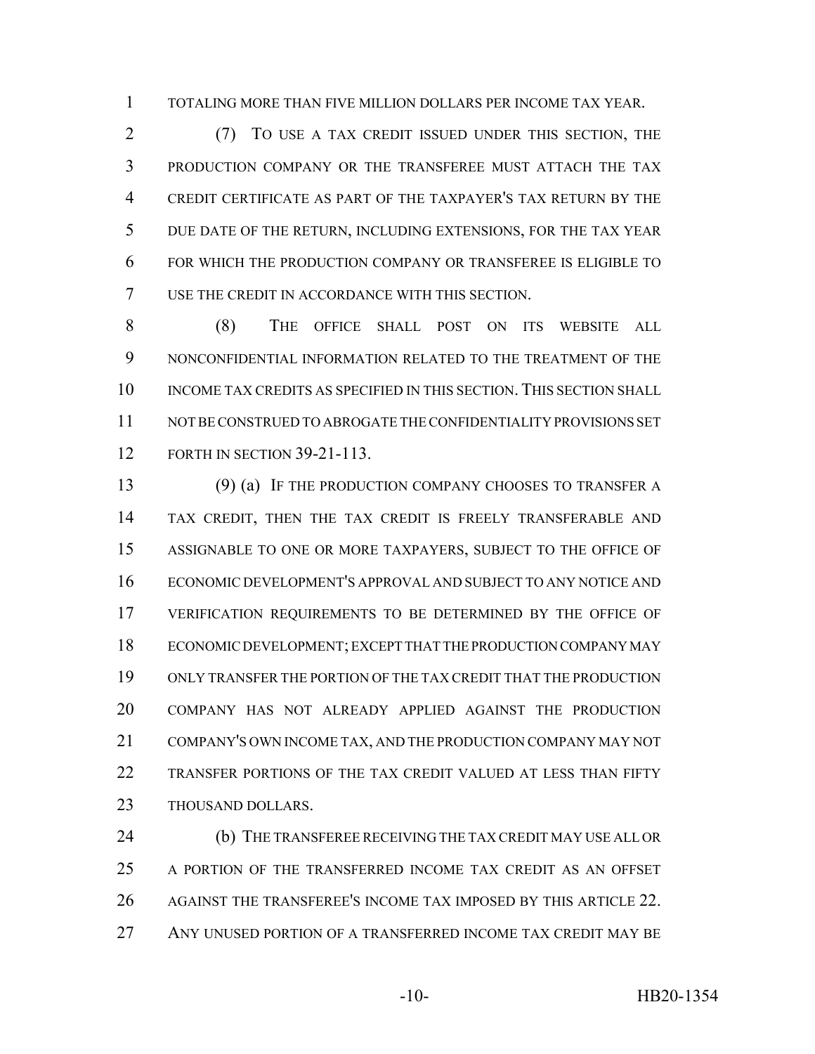TOTALING MORE THAN FIVE MILLION DOLLARS PER INCOME TAX YEAR.

(7) TO USE A TAX CREDIT ISSUED UNDER THIS SECTION, THE PRODUCTION COMPANY OR THE TRANSFEREE MUST ATTACH THE TAX CREDIT CERTIFICATE AS PART OF THE TAXPAYER'S TAX RETURN BY THE DUE DATE OF THE RETURN, INCLUDING EXTENSIONS, FOR THE TAX YEAR FOR WHICH THE PRODUCTION COMPANY OR TRANSFEREE IS ELIGIBLE TO USE THE CREDIT IN ACCORDANCE WITH THIS SECTION.

(8) THE OFFICE SHALL POST ON ITS WEBSITE ALL NONCONFIDENTIAL INFORMATION RELATED TO THE TREATMENT OF THE INCOME TAX CREDITS AS SPECIFIED IN THIS SECTION. THIS SECTION SHALL NOT BE CONSTRUED TO ABROGATE THE CONFIDENTIALITY PROVISIONS SET FORTH IN SECTION 39-21-113.

(9) (a) IF THE PRODUCTION COMPANY CHOOSES TO TRANSFER A TAX CREDIT, THEN THE TAX CREDIT IS FREELY TRANSFERABLE AND ASSIGNABLE TO ONE OR MORE TAXPAYERS, SUBJECT TO THE OFFICE OF ECONOMIC DEVELOPMENT'S APPROVAL AND SUBJECT TO ANY NOTICE AND VERIFICATION REQUIREMENTS TO BE DETERMINED BY THE OFFICE OF ECONOMIC DEVELOPMENT; EXCEPT THAT THE PRODUCTION COMPANY MAY ONLY TRANSFER THE PORTION OF THE TAX CREDIT THAT THE PRODUCTION COMPANY HAS NOT ALREADY APPLIED AGAINST THE PRODUCTION COMPANY'S OWN INCOME TAX, AND THE PRODUCTION COMPANY MAY NOT TRANSFER PORTIONS OF THE TAX CREDIT VALUED AT LESS THAN FIFTY THOUSAND DOLLARS.

(b) THE TRANSFEREE RECEIVING THE TAX CREDIT MAY USE ALL OR A PORTION OF THE TRANSFERRED INCOME TAX CREDIT AS AN OFFSET AGAINST THE TRANSFEREE'S INCOME TAX IMPOSED BY THIS ARTICLE 22. ANY UNUSED PORTION OF A TRANSFERRED INCOME TAX CREDIT MAY BE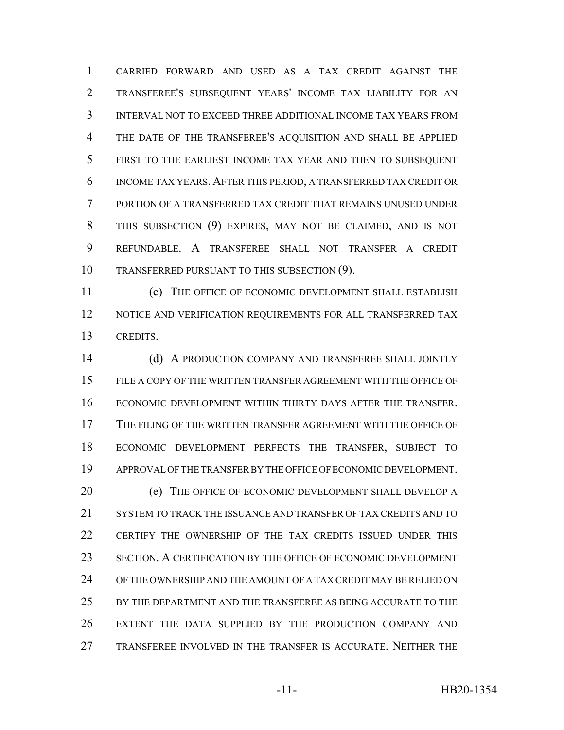CARRIED FORWARD AND USED AS A TAX CREDIT AGAINST THE TRANSFEREE'S SUBSEQUENT YEARS' INCOME TAX LIABILITY FOR AN INTERVAL NOT TO EXCEED THREE ADDITIONAL INCOME TAX YEARS FROM THE DATE OF THE TRANSFEREE'S ACQUISITION AND SHALL BE APPLIED FIRST TO THE EARLIEST INCOME TAX YEAR AND THEN TO SUBSEQUENT INCOME TAX YEARS. AFTER THIS PERIOD, A TRANSFERRED TAX CREDIT OR PORTION OF A TRANSFERRED TAX CREDIT THAT REMAINS UNUSED UNDER THIS SUBSECTION (9) EXPIRES, MAY NOT BE CLAIMED, AND IS NOT REFUNDABLE. A TRANSFEREE SHALL NOT TRANSFER A CREDIT TRANSFERRED PURSUANT TO THIS SUBSECTION (9).

(c) THE OFFICE OF ECONOMIC DEVELOPMENT SHALL ESTABLISH NOTICE AND VERIFICATION REQUIREMENTS FOR ALL TRANSFERRED TAX CREDITS.

(d) A PRODUCTION COMPANY AND TRANSFEREE SHALL JOINTLY FILE A COPY OF THE WRITTEN TRANSFER AGREEMENT WITH THE OFFICE OF ECONOMIC DEVELOPMENT WITHIN THIRTY DAYS AFTER THE TRANSFER. THE FILING OF THE WRITTEN TRANSFER AGREEMENT WITH THE OFFICE OF ECONOMIC DEVELOPMENT PERFECTS THE TRANSFER, SUBJECT TO APPROVAL OF THE TRANSFER BY THE OFFICE OF ECONOMIC DEVELOPMENT.

(e) THE OFFICE OF ECONOMIC DEVELOPMENT SHALL DEVELOP A SYSTEM TO TRACK THE ISSUANCE AND TRANSFER OF TAX CREDITS AND TO CERTIFY THE OWNERSHIP OF THE TAX CREDITS ISSUED UNDER THIS SECTION. A CERTIFICATION BY THE OFFICE OF ECONOMIC DEVELOPMENT OF THE OWNERSHIP AND THE AMOUNT OF A TAX CREDIT MAY BE RELIED ON BY THE DEPARTMENT AND THE TRANSFEREE AS BEING ACCURATE TO THE EXTENT THE DATA SUPPLIED BY THE PRODUCTION COMPANY AND TRANSFEREE INVOLVED IN THE TRANSFER IS ACCURATE. NEITHER THE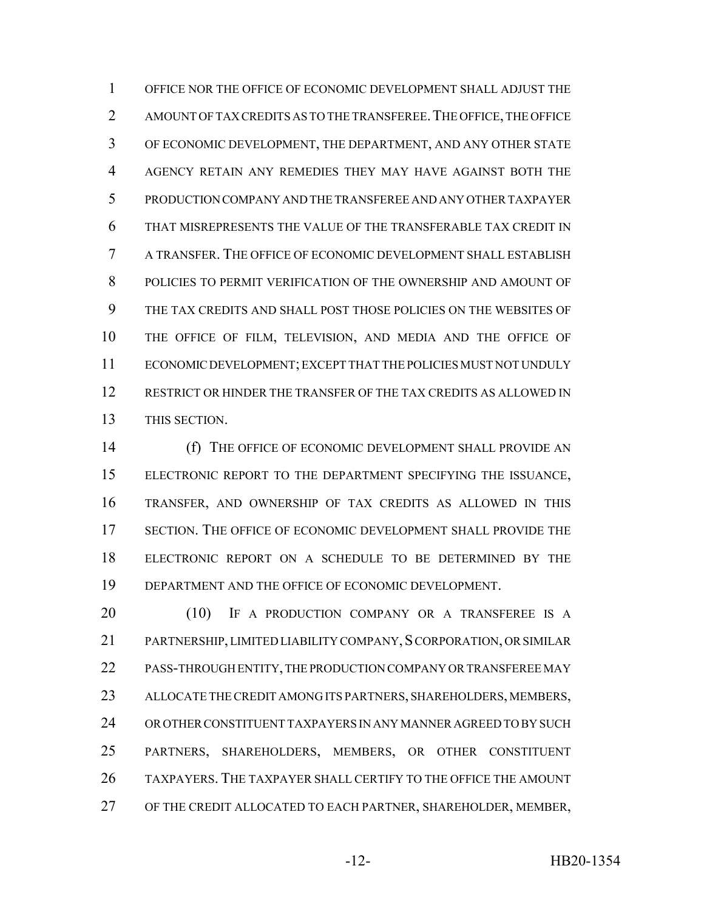OFFICE NOR THE OFFICE OF ECONOMIC DEVELOPMENT SHALL ADJUST THE AMOUNT OF TAX CREDITS AS TO THE TRANSFEREE. THE OFFICE, THE OFFICE OF ECONOMIC DEVELOPMENT, THE DEPARTMENT, AND ANY OTHER STATE AGENCY RETAIN ANY REMEDIES THEY MAY HAVE AGAINST BOTH THE PRODUCTION COMPANY AND THE TRANSFEREE AND ANY OTHER TAXPAYER THAT MISREPRESENTS THE VALUE OF THE TRANSFERABLE TAX CREDIT IN A TRANSFER. THE OFFICE OF ECONOMIC DEVELOPMENT SHALL ESTABLISH POLICIES TO PERMIT VERIFICATION OF THE OWNERSHIP AND AMOUNT OF THE TAX CREDITS AND SHALL POST THOSE POLICIES ON THE WEBSITES OF THE OFFICE OF FILM, TELEVISION, AND MEDIA AND THE OFFICE OF ECONOMIC DEVELOPMENT; EXCEPT THAT THE POLICIES MUST NOT UNDULY RESTRICT OR HINDER THE TRANSFER OF THE TAX CREDITS AS ALLOWED IN THIS SECTION.

(f) THE OFFICE OF ECONOMIC DEVELOPMENT SHALL PROVIDE AN ELECTRONIC REPORT TO THE DEPARTMENT SPECIFYING THE ISSUANCE, TRANSFER, AND OWNERSHIP OF TAX CREDITS AS ALLOWED IN THIS SECTION. THE OFFICE OF ECONOMIC DEVELOPMENT SHALL PROVIDE THE ELECTRONIC REPORT ON A SCHEDULE TO BE DETERMINED BY THE DEPARTMENT AND THE OFFICE OF ECONOMIC DEVELOPMENT.

(10) IF A PRODUCTION COMPANY OR A TRANSFEREE IS A PARTNERSHIP, LIMITED LIABILITY COMPANY, S CORPORATION, OR SIMILAR PASS-THROUGH ENTITY, THE PRODUCTION COMPANY OR TRANSFEREE MAY ALLOCATE THE CREDIT AMONG ITS PARTNERS, SHAREHOLDERS, MEMBERS, OR OTHER CONSTITUENT TAXPAYERS IN ANY MANNER AGREED TO BY SUCH PARTNERS, SHAREHOLDERS, MEMBERS, OR OTHER CONSTITUENT TAXPAYERS. THE TAXPAYER SHALL CERTIFY TO THE OFFICE THE AMOUNT OF THE CREDIT ALLOCATED TO EACH PARTNER, SHAREHOLDER, MEMBER,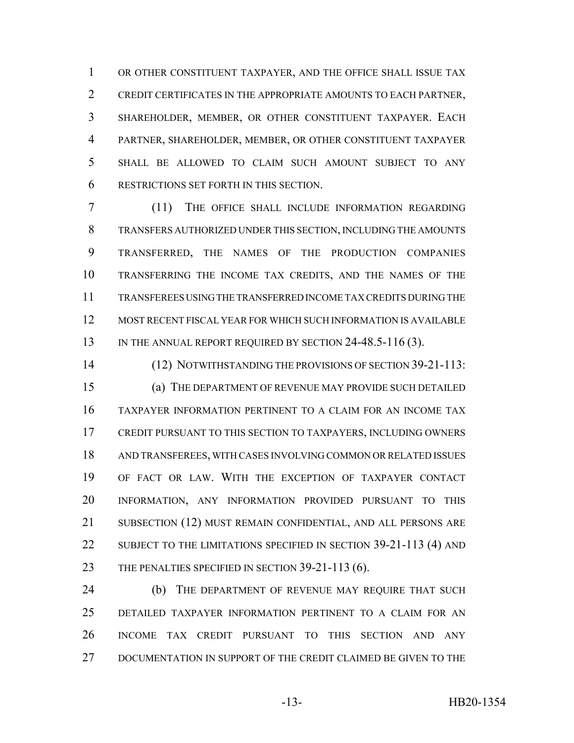OR OTHER CONSTITUENT TAXPAYER, AND THE OFFICE SHALL ISSUE TAX CREDIT CERTIFICATES IN THE APPROPRIATE AMOUNTS TO EACH PARTNER, SHAREHOLDER, MEMBER, OR OTHER CONSTITUENT TAXPAYER. EACH PARTNER, SHAREHOLDER, MEMBER, OR OTHER CONSTITUENT TAXPAYER SHALL BE ALLOWED TO CLAIM SUCH AMOUNT SUBJECT TO ANY RESTRICTIONS SET FORTH IN THIS SECTION.

(11) THE OFFICE SHALL INCLUDE INFORMATION REGARDING TRANSFERS AUTHORIZED UNDER THIS SECTION, INCLUDING THE AMOUNTS TRANSFERRED, THE NAMES OF THE PRODUCTION COMPANIES TRANSFERRING THE INCOME TAX CREDITS, AND THE NAMES OF THE TRANSFEREES USING THE TRANSFERRED INCOME TAX CREDITS DURING THE MOST RECENT FISCAL YEAR FOR WHICH SUCH INFORMATION IS AVAILABLE IN THE ANNUAL REPORT REQUIRED BY SECTION 24-48.5-116 (3).

(12) NOTWITHSTANDING THE PROVISIONS OF SECTION 39-21-113:

(a) THE DEPARTMENT OF REVENUE MAY PROVIDE SUCH DETAILED TAXPAYER INFORMATION PERTINENT TO A CLAIM FOR AN INCOME TAX CREDIT PURSUANT TO THIS SECTION TO TAXPAYERS, INCLUDING OWNERS AND TRANSFEREES, WITH CASES INVOLVING COMMON OR RELATED ISSUES OF FACT OR LAW. WITH THE EXCEPTION OF TAXPAYER CONTACT INFORMATION, ANY INFORMATION PROVIDED PURSUANT TO THIS SUBSECTION (12) MUST REMAIN CONFIDENTIAL, AND ALL PERSONS ARE SUBJECT TO THE LIMITATIONS SPECIFIED IN SECTION 39-21-113 (4) AND THE PENALTIES SPECIFIED IN SECTION 39-21-113 (6).

(b) THE DEPARTMENT OF REVENUE MAY REQUIRE THAT SUCH DETAILED TAXPAYER INFORMATION PERTINENT TO A CLAIM FOR AN INCOME TAX CREDIT PURSUANT TO THIS SECTION AND ANY DOCUMENTATION IN SUPPORT OF THE CREDIT CLAIMED BE GIVEN TO THE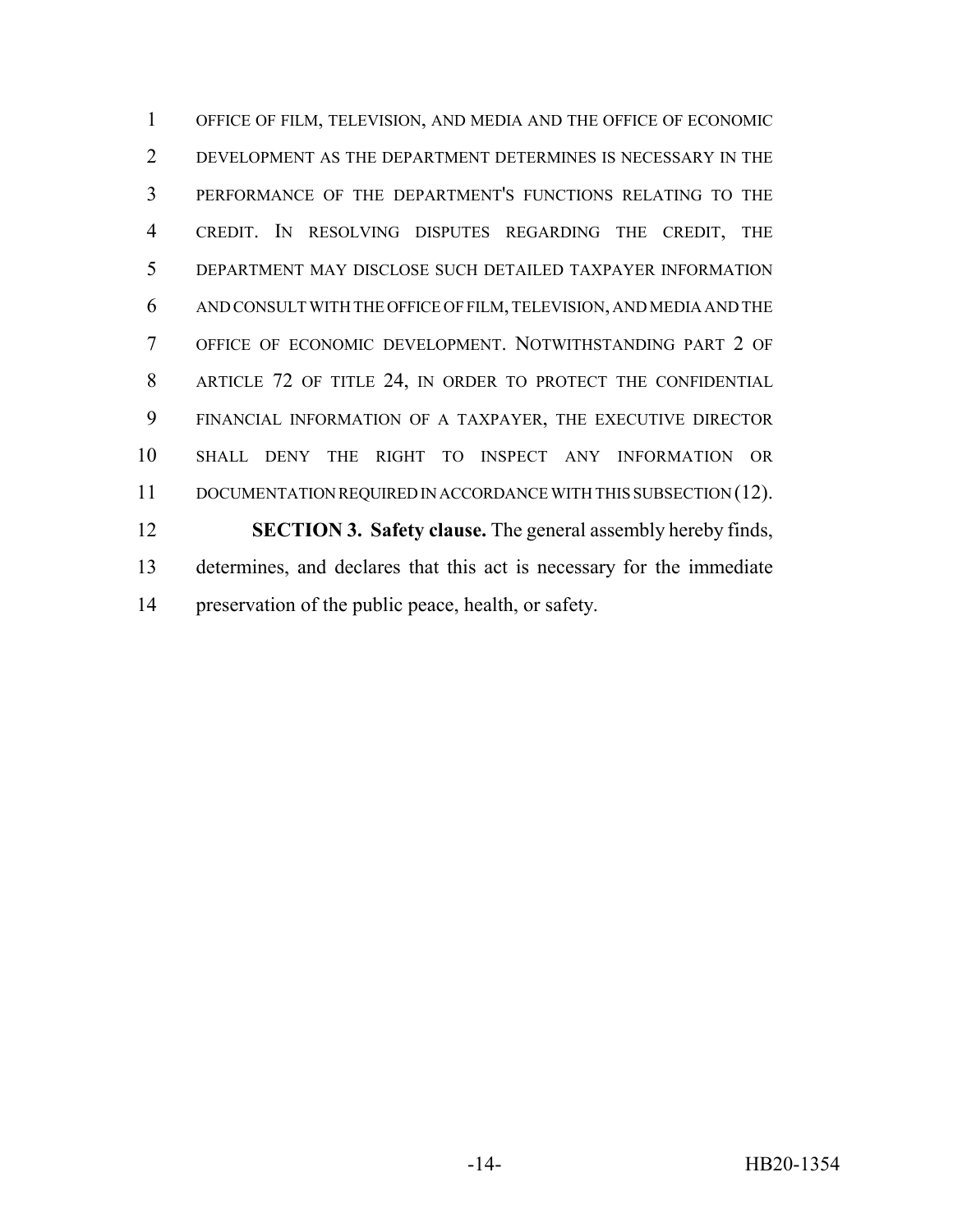OFFICE OF FILM, TELEVISION, AND MEDIA AND THE OFFICE OF ECONOMIC DEVELOPMENT AS THE DEPARTMENT DETERMINES IS NECESSARY IN THE PERFORMANCE OF THE DEPARTMENT'S FUNCTIONS RELATING TO THE CREDIT. IN RESOLVING DISPUTES REGARDING THE CREDIT, THE DEPARTMENT MAY DISCLOSE SUCH DETAILED TAXPAYER INFORMATION AND CONSULT WITH THE OFFICE OF FILM, TELEVISION, AND MEDIA AND THE OFFICE OF ECONOMIC DEVELOPMENT. NOTWITHSTANDING PART 2 OF ARTICLE 72 OF TITLE 24, IN ORDER TO PROTECT THE CONFIDENTIAL FINANCIAL INFORMATION OF A TAXPAYER, THE EXECUTIVE DIRECTOR SHALL DENY THE RIGHT TO INSPECT ANY INFORMATION OR DOCUMENTATION REQUIRED IN ACCORDANCE WITH THIS SUBSECTION (12).

**SECTION 3. Safety clause.** The general assembly hereby finds, determines, and declares that this act is necessary for the immediate preservation of the public peace, health, or safety.